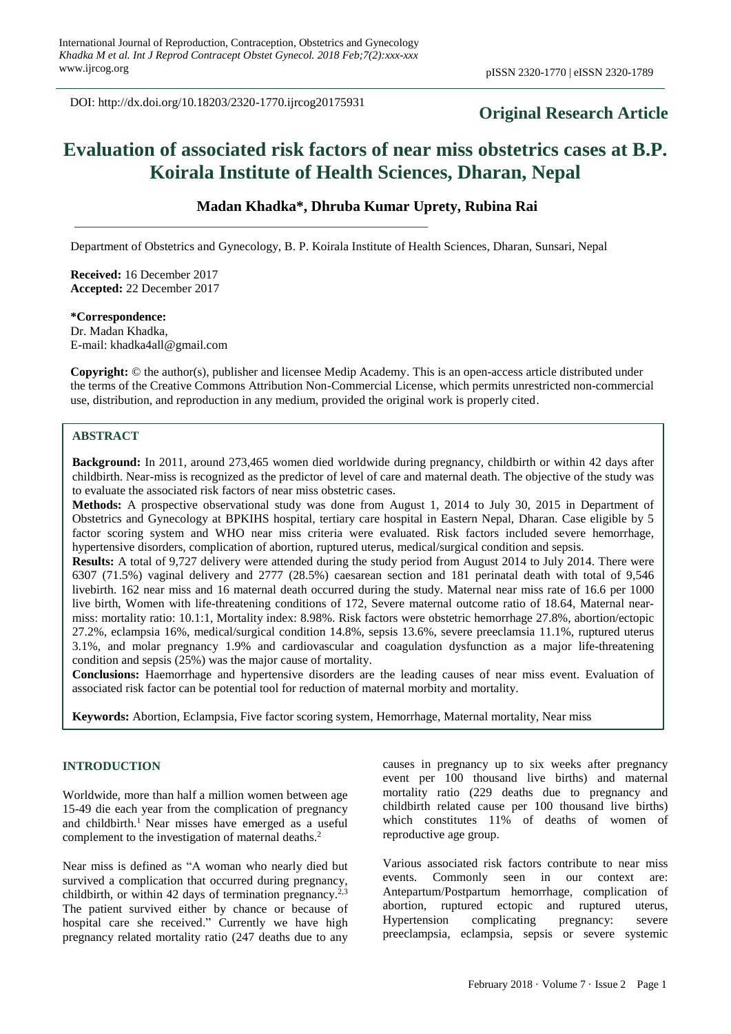DOI: http://dx.doi.org/10.18203/2320-1770.ijrcog20175931

**Original Research Article**

# Evaluation of associated risk factors of near miss obstetrics cases at B.P. Koirala Institute of Health Sciences, Dharan, Nepal

**Madan Khadka\*, Dhruba Kumar Uprety, Rubina Rai**

Department of Obstetrics and Gynecology, B. P. Koirala Institute of Health Sciences, Dharan, Sunsari, Nepal

**Received:** 16 December 2017
**Accepted:** 22 December 2017

**\*Correspondence:**
Dr. Madan Khadka,
E-mail: khadka4all@gmail.com

**Copyright:** © the author(s), publisher and licensee Medip Academy. This is an open-access article distributed under the terms of the Creative Commons Attribution Non-Commercial License, which permits unrestricted non-commercial use, distribution, and reproduction in any medium, provided the original work is properly cited.

## ABSTRACT

**Background:** In 2011, around 273,465 women died worldwide during pregnancy, childbirth or within 42 days after childbirth. Near-miss is recognized as the predictor of level of care and maternal death. The objective of the study was to evaluate the associated risk factors of near miss obstetric cases.

**Methods:** A prospective observational study was done from August 1, 2014 to July 30, 2015 in Department of Obstetrics and Gynecology at BPKIHS hospital, tertiary care hospital in Eastern Nepal, Dharan. Case eligible by 5 factor scoring system and WHO near miss criteria were evaluated. Risk factors included severe hemorrhage, hypertensive disorders, complication of abortion, ruptured uterus, medical/surgical condition and sepsis.

**Results:** A total of 9,727 delivery were attended during the study period from August 2014 to July 2014. There were 6307 (71.5%) vaginal delivery and 2777 (28.5%) caesarean section and 181 perinatal death with total of 9,546 livebirth. 162 near miss and 16 maternal death occurred during the study. Maternal near miss rate of 16.6 per 1000 live birth, Women with life-threatening conditions of 172, Severe maternal outcome ratio of 18.64, Maternal near-miss: mortality ratio: 10.1:1, Mortality index: 8.98%. Risk factors were obstetric hemorrhage 27.8%, abortion/ectopic 27.2%, eclampsia 16%, medical/surgical condition 14.8%, sepsis 13.6%, severe preeclamsia 11.1%, ruptured uterus 3.1%, and molar pregnancy 1.9% and cardiovascular and coagulation dysfunction as a major life-threatening condition and sepsis (25%) was the major cause of mortality.

**Conclusions:** Haemorrhage and hypertensive disorders are the leading causes of near miss event. Evaluation of associated risk factor can be potential tool for reduction of maternal morbity and mortality.

**Keywords:** Abortion, Eclampsia, Five factor scoring system, Hemorrhage, Maternal mortality, Near miss

## INTRODUCTION

Worldwide, more than half a million women between age 15-49 die each year from the complication of pregnancy and childbirth.[1] Near misses have emerged as a useful complement to the investigation of maternal deaths.[2]

Near miss is defined as "A woman who nearly died but survived a complication that occurred during pregnancy, childbirth, or within 42 days of termination pregnancy.[2,3] The patient survived either by chance or because of hospital care she received." Currently we have high pregnancy related mortality ratio (247 deaths due to any causes in pregnancy up to six weeks after pregnancy event per 100 thousand live births) and maternal mortality ratio (229 deaths due to pregnancy and childbirth related cause per 100 thousand live births) which constitutes 11% of deaths of women of reproductive age group.

Various associated risk factors contribute to near miss events. Commonly seen in our context are: Antepartum/Postpartum hemorrhage, complication of abortion, ruptured ectopic and ruptured uterus, Hypertension complicating pregnancy: severe preeclampsia, eclampsia, sepsis or severe systemic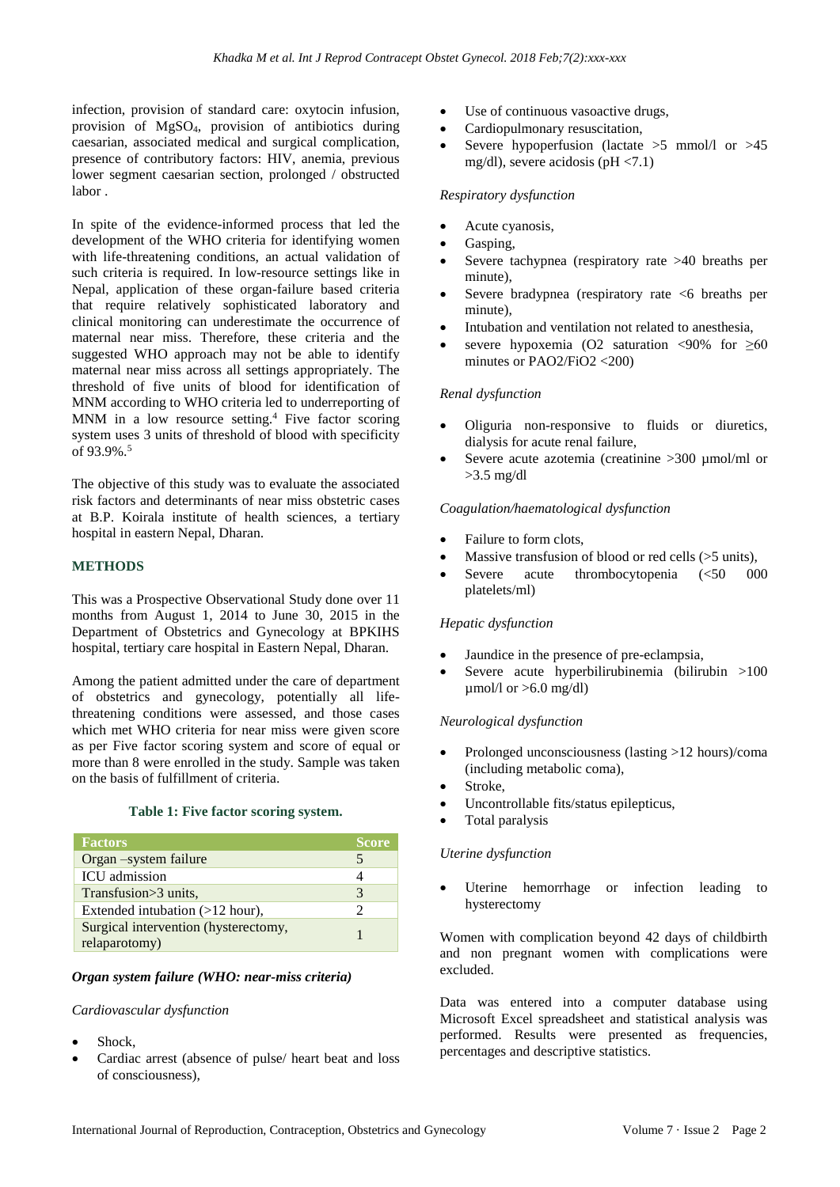infection, provision of standard care: oxytocin infusion, provision of $MgSO_4$, provision of antibiotics during caesarian, associated medical and surgical complication, presence of contributory factors: HIV, anemia, previous lower segment caesarian section, prolonged / obstructed labor .

In spite of the evidence-informed process that led the development of the WHO criteria for identifying women with life-threatening conditions, an actual validation of such criteria is required. In low-resource settings like in Nepal, application of these organ-failure based criteria that require relatively sophisticated laboratory and clinical monitoring can underestimate the occurrence of maternal near miss. Therefore, these criteria and the suggested WHO approach may not be able to identify maternal near miss across all settings appropriately. The threshold of five units of blood for identification of MNM according to WHO criteria led to underreporting of MNM in a low resource setting.[4] Five factor scoring system uses 3 units of threshold of blood with specificity of 93.9%.[5]

The objective of this study was to evaluate the associated risk factors and determinants of near miss obstetric cases at B.P. Koirala institute of health sciences, a tertiary hospital in eastern Nepal, Dharan.

## METHODS

This was a Prospective Observational Study done over 11 months from August 1, 2014 to June 30, 2015 in the Department of Obstetrics and Gynecology at BPKIHS hospital, tertiary care hospital in Eastern Nepal, Dharan.

Among the patient admitted under the care of department of obstetrics and gynecology, potentially all life-threatening conditions were assessed, and those cases which met WHO criteria for near miss were given score as per Five factor scoring system and score of equal or more than 8 were enrolled in the study. Sample was taken on the basis of fulfillment of criteria.

**Table 1: Five factor scoring system.**

| Factors | Score |
| --- | --- |
| Organ –system failure | 5 |
| ICU admission | 4 |
| Transfusion>3 units, | 3 |
| Extended intubation (>12 hour), | 2 |
| Surgical intervention (hysterectomy, relaparotomy) | 1 |

***Organ system failure (WHO: near-miss criteria)***

*Cardiovascular dysfunction*

- Shock,
- Cardiac arrest (absence of pulse/ heart beat and loss of consciousness),
- Use of continuous vasoactive drugs,
- Cardiopulmonary resuscitation,
- Severe hypoperfusion (lactate >5 mmol/l or >45 mg/dl), severe acidosis (pH <7.1)

*Respiratory dysfunction*

- Acute cyanosis,
- Gasping,
- Severe tachypnea (respiratory rate >40 breaths per minute),
- Severe bradypnea (respiratory rate <6 breaths per minute),
- Intubation and ventilation not related to anesthesia,
- severe hypoxemia ($O_2$ saturation <90% for ≥60 minutes or $PAO_2/FiO_2$ <200)

*Renal dysfunction*

- Oliguria non-responsive to fluids or diuretics, dialysis for acute renal failure,
- Severe acute azotemia (creatinine >300 µmol/ml or >3.5 mg/dl

*Coagulation/haematological dysfunction*

- Failure to form clots,
- Massive transfusion of blood or red cells (>5 units),
- Severe acute thrombocytopenia (<50 000 platelets/ml)

*Hepatic dysfunction*

- Jaundice in the presence of pre-eclampsia,
- Severe acute hyperbilirubinemia (bilirubin >100 µmol/l or >6.0 mg/dl)

*Neurological dysfunction*

- Prolonged unconsciousness (lasting >12 hours)/coma (including metabolic coma),
- Stroke,
- Uncontrollable fits/status epilepticus,
- Total paralysis

*Uterine dysfunction*

- Uterine hemorrhage or infection leading to hysterectomy

Women with complication beyond 42 days of childbirth and non pregnant women with complications were excluded.

Data was entered into a computer database using Microsoft Excel spreadsheet and statistical analysis was performed. Results were presented as frequencies, percentages and descriptive statistics.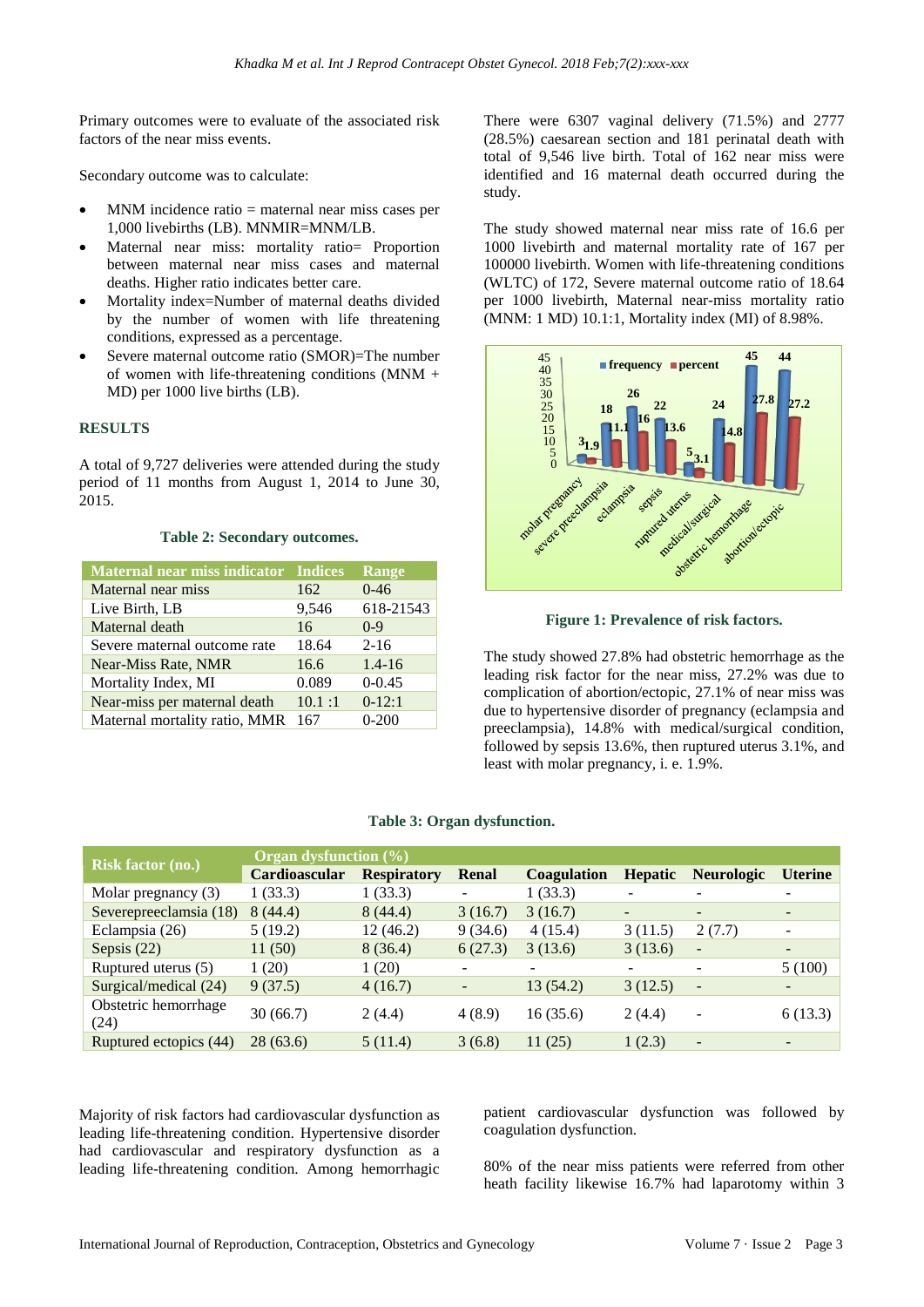Primary outcomes were to evaluate of the associated risk factors of the near miss events.

Secondary outcome was to calculate:

- MNM incidence ratio = maternal near miss cases per 1,000 livebirths (LB). MNMIR=MNM/LB.
- Maternal near miss: mortality ratio= Proportion between maternal near miss cases and maternal deaths. Higher ratio indicates better care.
- Mortality index=Number of maternal deaths divided by the number of women with life threatening conditions, expressed as a percentage.
- Severe maternal outcome ratio (SMOR)=The number of women with life-threatening conditions (MNM + MD) per 1000 live births (LB).

## RESULTS

A total of 9,727 deliveries were attended during the study period of 11 months from August 1, 2014 to June 30, 2015.

**Table 2: Secondary outcomes.**

| Maternal near miss indicator | Indices | Range |
|---|---|---|
| Maternal near miss | 162 | 0-46 |
| Live Birth, LB | 9,546 | 618-21543 |
| Maternal death | 16 | 0-9 |
| Severe maternal outcome rate | 18.64 | 2-16 |
| Near-Miss Rate, NMR | 16.6 | 1.4-16 |
| Mortality Index, MI | 0.089 | 0-0.45 |
| Near-miss per maternal death | 10.1 :1 | 0-12:1 |
| Maternal mortality ratio, MMR | 167 | 0-200 |

There were 6307 vaginal delivery (71.5%) and 2777 (28.5%) caesarean section and 181 perinatal death with total of 9,546 live birth. Total of 162 near miss were identified and 16 maternal death occurred during the study.

The study showed maternal near miss rate of 16.6 per 1000 livebirth and maternal mortality rate of 167 per 100000 livebirth. Women with life-threatening conditions (WLTC) of 172, Severe maternal outcome ratio of 18.64 per 1000 livebirth, Maternal near-miss mortality ratio (MNM: 1 MD) 10.1:1, Mortality index (MI) of 8.98%.

**Figure 1: Prevalence of risk factors.**

The study showed 27.8% had obstetric hemorrhage as the leading risk factor for the near miss, 27.2% was due to complication of abortion/ectopic, 27.1% of near miss was due to hypertensive disorder of pregnancy (eclampsia and preeclampsia), 14.8% with medical/surgical condition, followed by sepsis 13.6%, then ruptured uterus 3.1%, and least with molar pregnancy, i. e. 1.9%.

**Table 3: Organ dysfunction.**

| Risk factor (no.) | Organ dysfunction (%) | | | | | | |
|---|---|---|---|---|---|---|---|
| | Cardioascular | Respiratory | Renal | Coagulation | Hepatic | Neurologic | Uterine |
| Molar pregnancy (3) | 1 (33.3) | 1 (33.3) | - | 1 (33.3) | - | - | - |
| Severepreeclamsia (18) | 8 (44.4) | 8 (44.4) | 3 (16.7) | 3 (16.7) | - | - | - |
| Eclampsia (26) | 5 (19.2) | 12 (46.2) | 9 (34.6) | 4 (15.4) | 3 (11.5) | 2 (7.7) | - |
| Sepsis (22) | 11 (50) | 8 (36.4) | 6 (27.3) | 3 (13.6) | 3 (13.6) | - | - |
| Ruptured uterus (5) | 1 (20) | 1 (20) | - | - | - | - | 5 (100) |
| Surgical/medical (24) | 9 (37.5) | 4 (16.7) | - | 13 (54.2) | 3 (12.5) | - | - |
| Obstetric hemorrhage (24) | 30 (66.7) | 2 (4.4) | 4 (8.9) | 16 (35.6) | 2 (4.4) | - | 6 (13.3) |
| Ruptured ectopics (44) | 28 (63.6) | 5 (11.4) | 3 (6.8) | 11 (25) | 1 (2.3) | - | - |

Majority of risk factors had cardiovascular dysfunction as leading life-threatening condition. Hypertensive disorder had cardiovascular and respiratory dysfunction as a leading life-threatening condition. Among hemorrhagic patient cardiovascular dysfunction was followed by coagulation dysfunction.

80% of the near miss patients were referred from other heath facility likewise 16.7% had laparotomy within 3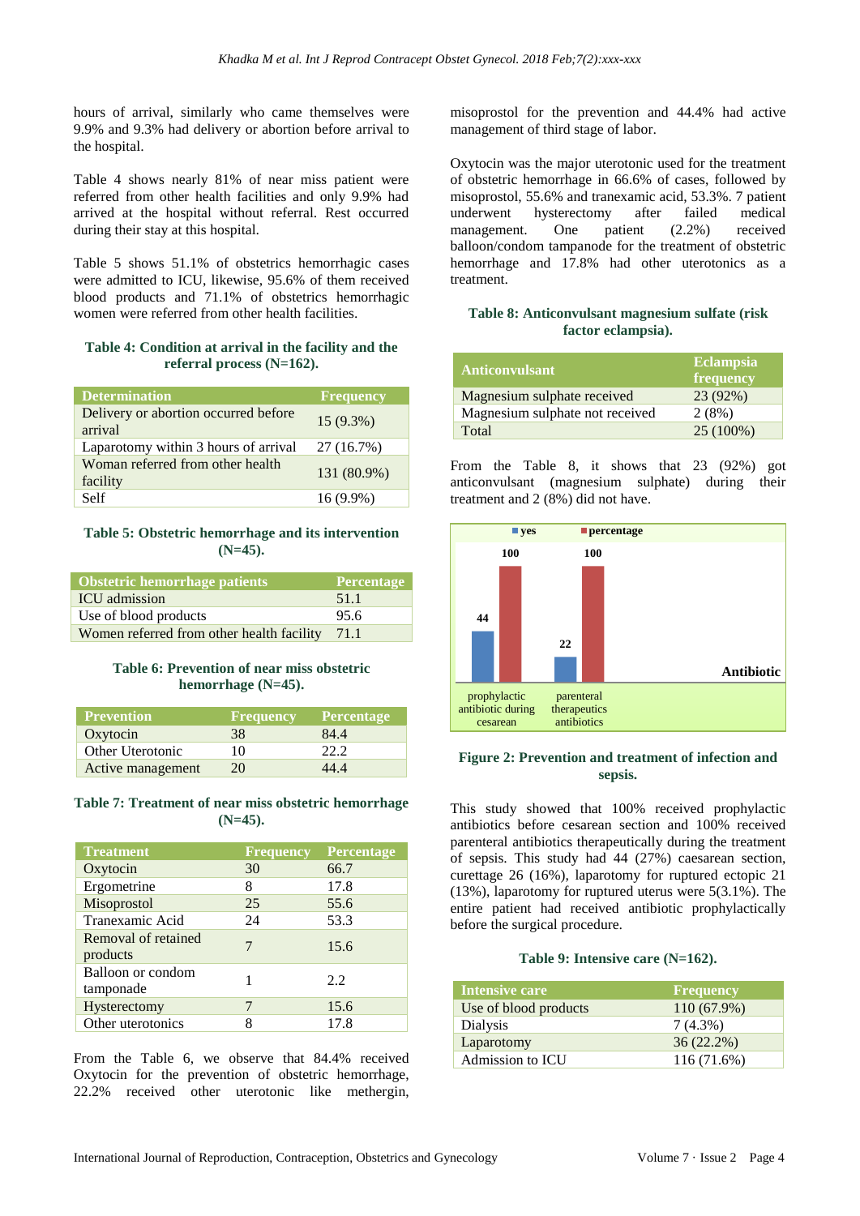hours of arrival, similarly who came themselves were 9.9% and 9.3% had delivery or abortion before arrival to the hospital.

Table 4 shows nearly 81% of near miss patient were referred from other health facilities and only 9.9% had arrived at the hospital without referral. Rest occurred during their stay at this hospital.

Table 5 shows 51.1% of obstetrics hemorrhagic cases were admitted to ICU, likewise, 95.6% of them received blood products and 71.1% of obstetrics hemorrhagic women were referred from other health facilities.

**Table 4: Condition at arrival in the facility and the referral process (N=162).**

| Determination | Frequency |
|---|---|
| Delivery or abortion occurred before arrival | 15 (9.3%) |
| Laparotomy within 3 hours of arrival | 27 (16.7%) |
| Woman referred from other health facility | 131 (80.9%) |
| Self | 16 (9.9%) |

**Table 5: Obstetric hemorrhage and its intervention (N=45).**

| Obstetric hemorrhage patients | Percentage |
|---|---|
| ICU admission | 51.1 |
| Use of blood products | 95.6 |
| Women referred from other health facility | 71.1 |

**Table 6: Prevention of near miss obstetric hemorrhage (N=45).**

| Prevention | Frequency | Percentage |
|---|---|---|
| Oxytocin | 38 | 84.4 |
| Other Uterotonic | 10 | 22.2 |
| Active management | 20 | 44.4 |

**Table 7: Treatment of near miss obstetric hemorrhage (N=45).**

| Treatment | Frequency | Percentage |
|---|---|---|
| Oxytocin | 30 | 66.7 |
| Ergometrine | 8 | 17.8 |
| Misoprostol | 25 | 55.6 |
| Tranexamic Acid | 24 | 53.3 |
| Removal of retained products | 7 | 15.6 |
| Balloon or condom tamponade | 1 | 2.2 |
| Hysterectomy | 7 | 15.6 |
| Other uterotonics | 8 | 17.8 |

From the Table 6, we observe that 84.4% received Oxytocin for the prevention of obstetric hemorrhage, 22.2% received other uterotonic like methergin, misoprostol for the prevention and 44.4% had active management of third stage of labor.

Oxytocin was the major uterotonic used for the treatment of obstetric hemorrhage in 66.6% of cases, followed by misoprostol, 55.6% and tranexamic acid, 53.3%. 7 patient underwent hysterectomy after failed medical management. One patient (2.2%) received balloon/condom tampanode for the treatment of obstetric hemorrhage and 17.8% had other uterotonics as a treatment.

**Table 8: Anticonvulsant magnesium sulfate (risk factor eclampsia).**

| Anticonvulsant | Eclampsia frequency |
|---|---|
| Magnesium sulphate received | 23 (92%) |
| Magnesium sulphate not received | 2 (8%) |
| Total | 25 (100%) |

From the Table 8, it shows that 23 (92%) got anticonvulsant (magnesium sulphate) during their treatment and 2 (8%) did not have.

| Antibiotic | yes | percentage |
|---|---|---|
| prophylactic antibiotic during cesarean | 44 | 100 |
| parenteral therapeutics antibiotics | 22 | 100 |

**Figure 2: Prevention and treatment of infection and sepsis.**

This study showed that 100% received prophylactic antibiotics before cesarean section and 100% received parenteral antibiotics therapeutically during the treatment of sepsis. This study had 44 (27%) caesarean section, curettage 26 (16%), laparotomy for ruptured ectopic 21 (13%), laparotomy for ruptured uterus were 5(3.1%). The entire patient had received antibiotic prophylactically before the surgical procedure.

**Table 9: Intensive care (N=162).**

| Intensive care | Frequency |
|---|---|
| Use of blood products | 110 (67.9%) |
| Dialysis | 7 (4.3%) |
| Laparotomy | 36 (22.2%) |
| Admission to ICU | 116 (71.6%) |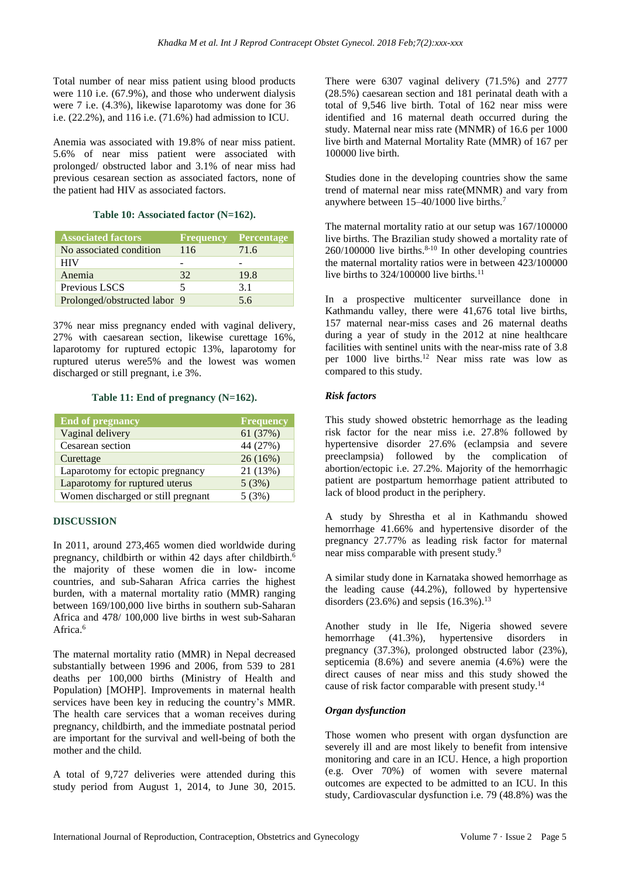Total number of near miss patient using blood products were 110 i.e. (67.9%), and those who underwent dialysis were 7 i.e. (4.3%), likewise laparotomy was done for 36 i.e. (22.2%), and 116 i.e. (71.6%) had admission to ICU.

Anemia was associated with 19.8% of near miss patient. 5.6% of near miss patient were associated with prolonged/ obstructed labor and 3.1% of near miss had previous cesarean section as associated factors, none of the patient had HIV as associated factors.

**Table 10: Associated factor (N=162).**

| Associated factors | Frequency | Percentage |
|---|---|---|
| No associated condition | 116 | 71.6 |
| HIV | - | - |
| Anemia | 32 | 19.8 |
| Previous LSCS | 5 | 3.1 |
| Prolonged/obstructed labor | 9 | 5.6 |

37% near miss pregnancy ended with vaginal delivery, 27% with caesarean section, likewise curettage 16%, laparotomy for ruptured ectopic 13%, laparotomy for ruptured uterus were5% and the lowest was women discharged or still pregnant, i.e 3%.

**Table 11: End of pregnancy (N=162).**

| End of pregnancy | Frequency |
|---|---|
| Vaginal delivery | 61 (37%) |
| Cesarean section | 44 (27%) |
| Curettage | 26 (16%) |
| Laparotomy for ectopic pregnancy | 21 (13%) |
| Laparotomy for ruptured uterus | 5 (3%) |
| Women discharged or still pregnant | 5 (3%) |

## DISCUSSION

In 2011, around 273,465 women died worldwide during pregnancy, childbirth or within 42 days after childbirth.[6] the majority of these women die in low- income countries, and sub-Saharan Africa carries the highest burden, with a maternal mortality ratio (MMR) ranging between 169/100,000 live births in southern sub-Saharan Africa and 478/ 100,000 live births in west sub-Saharan Africa.[6]

The maternal mortality ratio (MMR) in Nepal decreased substantially between 1996 and 2006, from 539 to 281 deaths per 100,000 births (Ministry of Health and Population) [MOHP]. Improvements in maternal health services have been key in reducing the country's MMR. The health care services that a woman receives during pregnancy, childbirth, and the immediate postnatal period are important for the survival and well-being of both the mother and the child.

A total of 9,727 deliveries were attended during this study period from August 1, 2014, to June 30, 2015. There were 6307 vaginal delivery (71.5%) and 2777 (28.5%) caesarean section and 181 perinatal death with a total of 9,546 live birth. Total of 162 near miss were identified and 16 maternal death occurred during the study. Maternal near miss rate (MNMR) of 16.6 per 1000 live birth and Maternal Mortality Rate (MMR) of 167 per 100000 live birth.

Studies done in the developing countries show the same trend of maternal near miss rate(MNMR) and vary from anywhere between 15–40/1000 live births.[7]

The maternal mortality ratio at our setup was 167/100000 live births. The Brazilian study showed a mortality rate of 260/100000 live births.[8-10] In other developing countries the maternal mortality ratios were in between 423/100000 live births to 324/100000 live births.[11]

In a prospective multicenter surveillance done in Kathmandu valley, there were 41,676 total live births, 157 maternal near-miss cases and 26 maternal deaths during a year of study in the 2012 at nine healthcare facilities with sentinel units with the near-miss rate of 3.8 per 1000 live births.[12] Near miss rate was low as compared to this study.

### *Risk factors*

This study showed obstetric hemorrhage as the leading risk factor for the near miss i.e. 27.8% followed by hypertensive disorder 27.6% (eclampsia and severe preeclampsia) followed by the complication of abortion/ectopic i.e. 27.2%. Majority of the hemorrhagic patient are postpartum hemorrhage patient attributed to lack of blood product in the periphery.

A study by Shrestha et al in Kathmandu showed hemorrhage 41.66% and hypertensive disorder of the pregnancy 27.77% as leading risk factor for maternal near miss comparable with present study.[9]

A similar study done in Karnataka showed hemorrhage as the leading cause (44.2%), followed by hypertensive disorders (23.6%) and sepsis (16.3%).[13]

Another study in lle Ife, Nigeria showed severe hemorrhage (41.3%), hypertensive disorders in pregnancy (37.3%), prolonged obstructed labor (23%), septicemia (8.6%) and severe anemia (4.6%) were the direct causes of near miss and this study showed the cause of risk factor comparable with present study.[14]

### *Organ dysfunction*

Those women who present with organ dysfunction are severely ill and are most likely to benefit from intensive monitoring and care in an ICU. Hence, a high proportion (e.g. Over 70%) of women with severe maternal outcomes are expected to be admitted to an ICU. In this study, Cardiovascular dysfunction i.e. 79 (48.8%) was the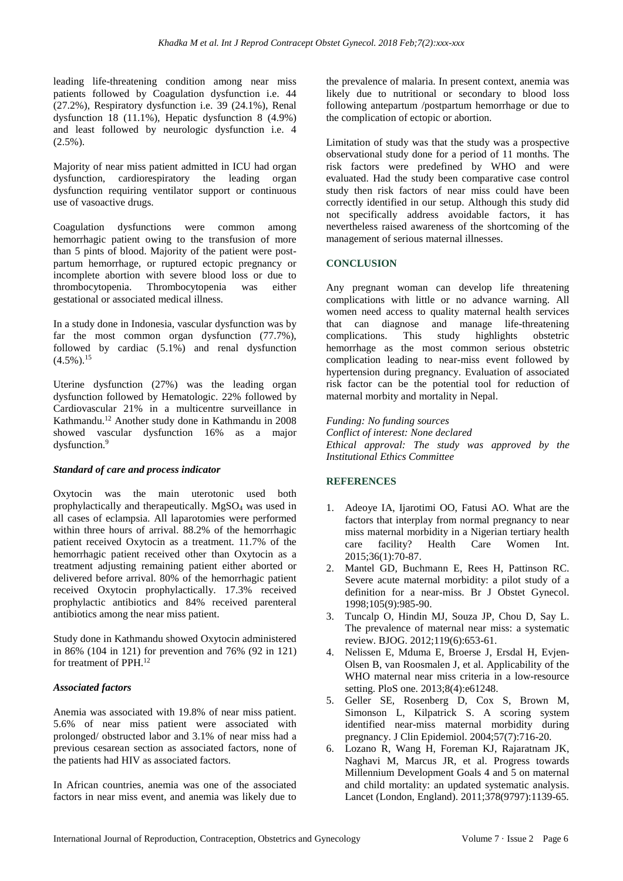leading life-threatening condition among near miss patients followed by Coagulation dysfunction i.e. 44 (27.2%), Respiratory dysfunction i.e. 39 (24.1%), Renal dysfunction 18 (11.1%), Hepatic dysfunction 8 (4.9%) and least followed by neurologic dysfunction i.e. 4 (2.5%).

Majority of near miss patient admitted in ICU had organ dysfunction, cardiorespiratory the leading organ dysfunction requiring ventilator support or continuous use of vasoactive drugs.

Coagulation dysfunctions were common among hemorrhagic patient owing to the transfusion of more than 5 pints of blood. Majority of the patient were post-partum hemorrhage, or ruptured ectopic pregnancy or incomplete abortion with severe blood loss or due to thrombocytopenia. Thrombocytopenia was either gestational or associated medical illness.

In a study done in Indonesia, vascular dysfunction was by far the most common organ dysfunction (77.7%), followed by cardiac (5.1%) and renal dysfunction (4.5%).[15]

Uterine dysfunction (27%) was the leading organ dysfunction followed by Hematologic. 22% followed by Cardiovascular 21% in a multicentre surveillance in Kathmandu.[12] Another study done in Kathmandu in 2008 showed vascular dysfunction 16% as a major dysfunction.[9]

### *Standard of care and process indicator*

Oxytocin was the main uterotonic used both prophylactically and therapeutically. $MgSO_4$ was used in all cases of eclampsia. All laparotomies were performed within three hours of arrival. 88.2% of the hemorrhagic patient received Oxytocin as a treatment. 11.7% of the hemorrhagic patient received other than Oxytocin as a treatment adjusting remaining patient either aborted or delivered before arrival. 80% of the hemorrhagic patient received Oxytocin prophylactically. 17.3% received prophylactic antibiotics and 84% received parenteral antibiotics among the near miss patient.

Study done in Kathmandu showed Oxytocin administered in 86% (104 in 121) for prevention and 76% (92 in 121) for treatment of PPH.[12]

### *Associated factors*

Anemia was associated with 19.8% of near miss patient. 5.6% of near miss patient were associated with prolonged/ obstructed labor and 3.1% of near miss had a previous cesarean section as associated factors, none of the patients had HIV as associated factors.

In African countries, anemia was one of the associated factors in near miss event, and anemia was likely due to the prevalence of malaria. In present context, anemia was likely due to nutritional or secondary to blood loss following antepartum /postpartum hemorrhage or due to the complication of ectopic or abortion.

Limitation of study was that the study was a prospective observational study done for a period of 11 months. The risk factors were predefined by WHO and were evaluated. Had the study been comparative case control study then risk factors of near miss could have been correctly identified in our setup. Although this study did not specifically address avoidable factors, it has nevertheless raised awareness of the shortcoming of the management of serious maternal illnesses.

## CONCLUSION

Any pregnant woman can develop life threatening complications with little or no advance warning. All women need access to quality maternal health services that can diagnose and manage life-threatening complications. This study highlights obstetric hemorrhage as the most common serious obstetric complication leading to near-miss event followed by hypertension during pregnancy. Evaluation of associated risk factor can be the potential tool for reduction of maternal morbity and mortality in Nepal.

*Funding: No funding sources*
*Conflict of interest: None declared*
*Ethical approval: The study was approved by the Institutional Ethics Committee*

## REFERENCES

1. Adeoye IA, Ijarotimi OO, Fatusi AO. What are the factors that interplay from normal pregnancy to near miss maternal morbidity in a Nigerian tertiary health care facility? Health Care Women Int. 2015;36(1):70-87.
2. Mantel GD, Buchmann E, Rees H, Pattinson RC. Severe acute maternal morbidity: a pilot study of a definition for a near-miss. Br J Obstet Gynecol. 1998;105(9):985-90.
3. Tuncalp O, Hindin MJ, Souza JP, Chou D, Say L. The prevalence of maternal near miss: a systematic review. BJOG. 2012;119(6):653-61.
4. Nelissen E, Mduma E, Broerse J, Ersdal H, Evjen-Olsen B, van Roosmalen J, et al. Applicability of the WHO maternal near miss criteria in a low-resource setting. PloS one. 2013;8(4):e61248.
5. Geller SE, Rosenberg D, Cox S, Brown M, Simonson L, Kilpatrick S. A scoring system identified near-miss maternal morbidity during pregnancy. J Clin Epidemiol. 2004;57(7):716-20.
6. Lozano R, Wang H, Foreman KJ, Rajaratnam JK, Naghavi M, Marcus JR, et al. Progress towards Millennium Development Goals 4 and 5 on maternal and child mortality: an updated systematic analysis. Lancet (London, England). 2011;378(9797):1139-65.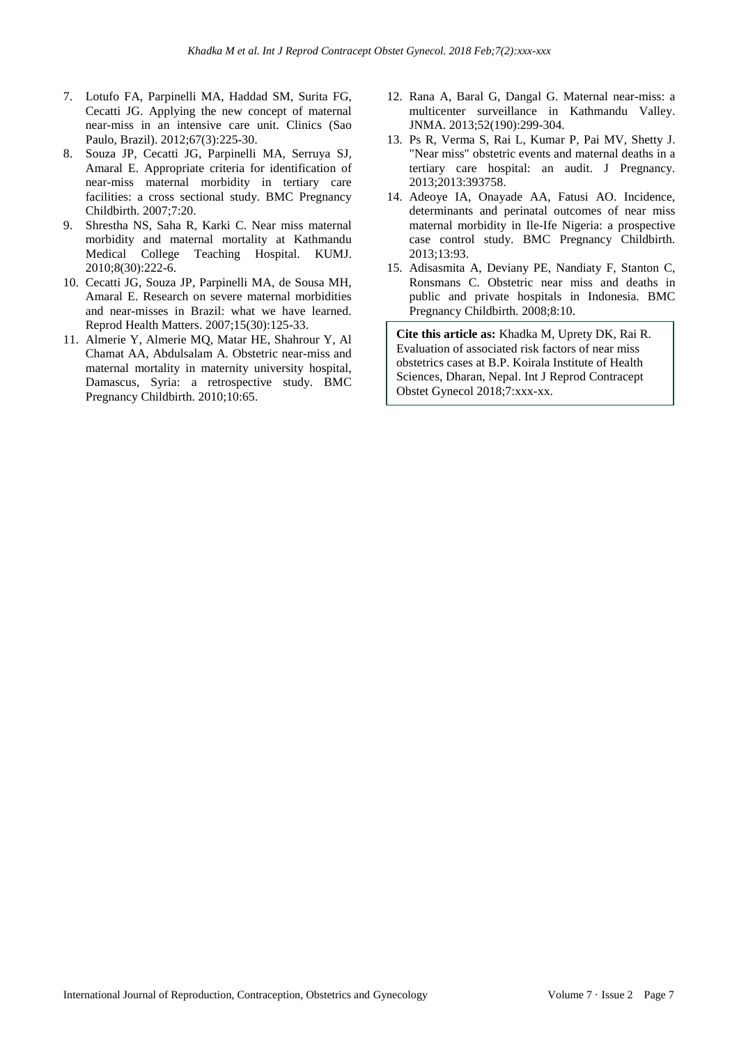7. Lotufo FA, Parpinelli MA, Haddad SM, Surita FG, Cecatti JG. Applying the new concept of maternal near-miss in an intensive care unit. Clinics (Sao Paulo, Brazil). 2012;67(3):225-30.
8. Souza JP, Cecatti JG, Parpinelli MA, Serruya SJ, Amaral E. Appropriate criteria for identification of near-miss maternal morbidity in tertiary care facilities: a cross sectional study. BMC Pregnancy Childbirth. 2007;7:20.
9. Shrestha NS, Saha R, Karki C. Near miss maternal morbidity and maternal mortality at Kathmandu Medical College Teaching Hospital. KUMJ. 2010;8(30):222-6.
10. Cecatti JG, Souza JP, Parpinelli MA, de Sousa MH, Amaral E. Research on severe maternal morbidities and near-misses in Brazil: what we have learned. Reprod Health Matters. 2007;15(30):125-33.
11. Almerie Y, Almerie MQ, Matar HE, Shahrour Y, Al Chamat AA, Abdulsalam A. Obstetric near-miss and maternal mortality in maternity university hospital, Damascus, Syria: a retrospective study. BMC Pregnancy Childbirth. 2010;10:65.
12. Rana A, Baral G, Dangal G. Maternal near-miss: a multicenter surveillance in Kathmandu Valley. JNMA. 2013;52(190):299-304.
13. Ps R, Verma S, Rai L, Kumar P, Pai MV, Shetty J. "Near miss" obstetric events and maternal deaths in a tertiary care hospital: an audit. J Pregnancy. 2013;2013:393758.
14. Adeoye IA, Onayade AA, Fatusi AO. Incidence, determinants and perinatal outcomes of near miss maternal morbidity in Ile-Ife Nigeria: a prospective case control study. BMC Pregnancy Childbirth. 2013;13:93.
15. Adisasmita A, Deviany PE, Nandiaty F, Stanton C, Ronsmans C. Obstetric near miss and deaths in public and private hospitals in Indonesia. BMC Pregnancy Childbirth. 2008;8:10.

**Cite this article as:** Khadka M, Uprety DK, Rai R. Evaluation of associated risk factors of near miss obstetrics cases at B.P. Koirala Institute of Health Sciences, Dharan, Nepal. Int J Reprod Contracept Obstet Gynecol 2018;7:xxx-xx.